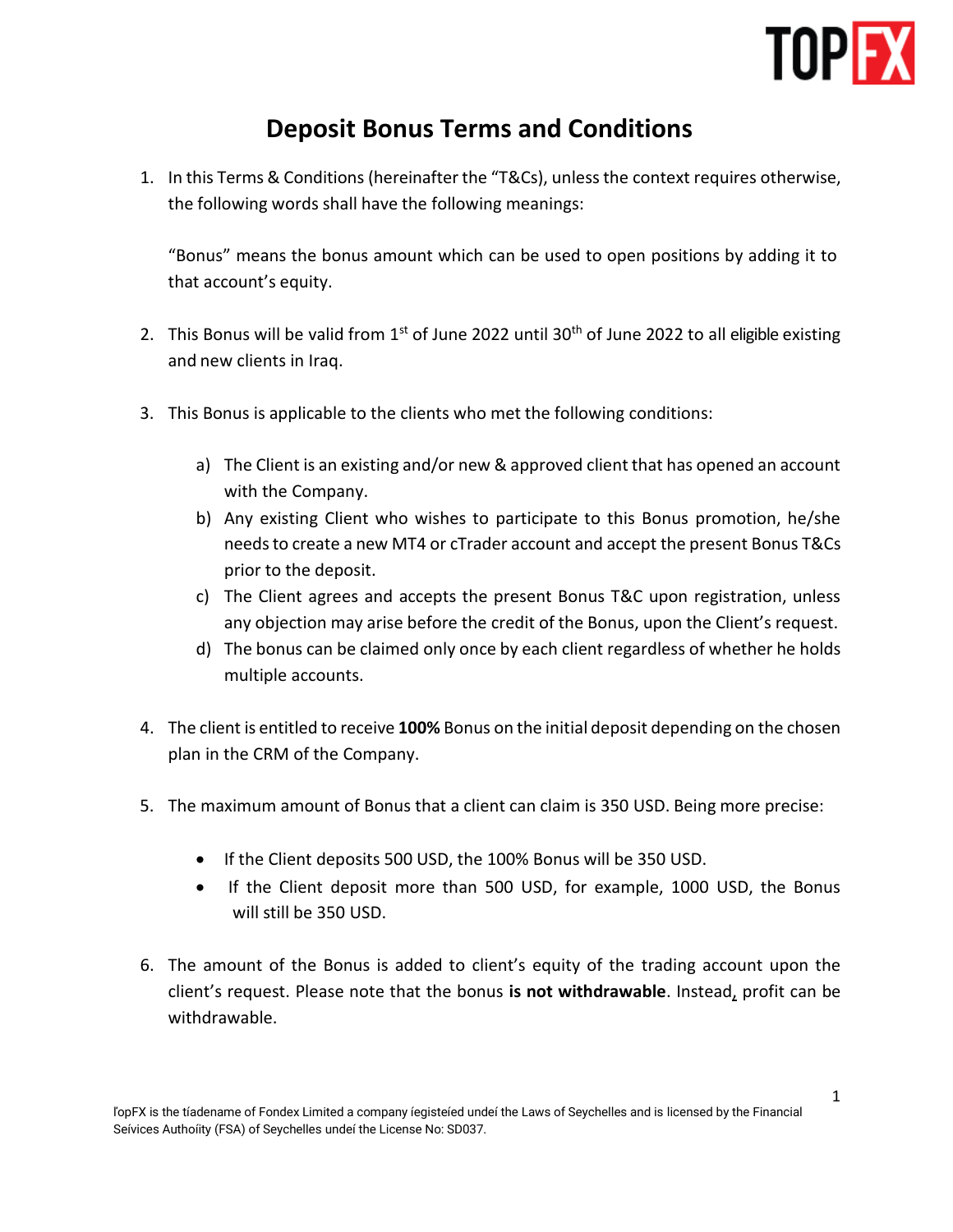# Deposit Bonus Terms and Conditions

1. In this Terms & Conditions (hereinafter the "T&Cs), unless the context requires otherwise, the following words shall have the following meanings:

   "Bonus" means the bonus amount which can be used to open positions by adding it to that account's equity.

2. This Bonus will be valid from 1st of June 2022 until 30th of June 2022 to all eligible existing and new clients in Iraq.

3. This Bonus is applicable to the clients who met the following conditions:

   a) The Client is an existing and/or new & approved client that has opened an account with the Company.
   b) Any existing Client who wishes to participate to this Bonus promotion, he/she needs to create a new MT4 or cTrader account and accept the present Bonus T&Cs prior to the deposit.
   c) The Client agrees and accepts the present Bonus T&C upon registration, unless any objection may arise before the credit of the Bonus, upon the Client's request.
   d) The bonus can be claimed only once by each client regardless of whether he holds multiple accounts.

4. The client is entitled to receive **100%** Bonus on the initial deposit depending on the chosen plan in the CRM of the Company.

5. The maximum amount of Bonus that a client can claim is 350 USD. Being more precise:

   - If the Client deposits 500 USD, the 100% Bonus will be 350 USD.
   - If the Client deposit more than 500 USD, for example, 1000 USD, the Bonus will still be 350 USD.

6. The amount of the Bonus is added to client's equity of the trading account upon the client's request. Please note that the bonus **is not withdrawable**. Instead, profit can be withdrawable.

ľopFX is the tíadename of Fondex Limited a company íegisteíed undeí the Laws of Seychelles and is licensed by the Financial Seívices Authoíity (FSA) of Seychelles undeí the License No: SD037.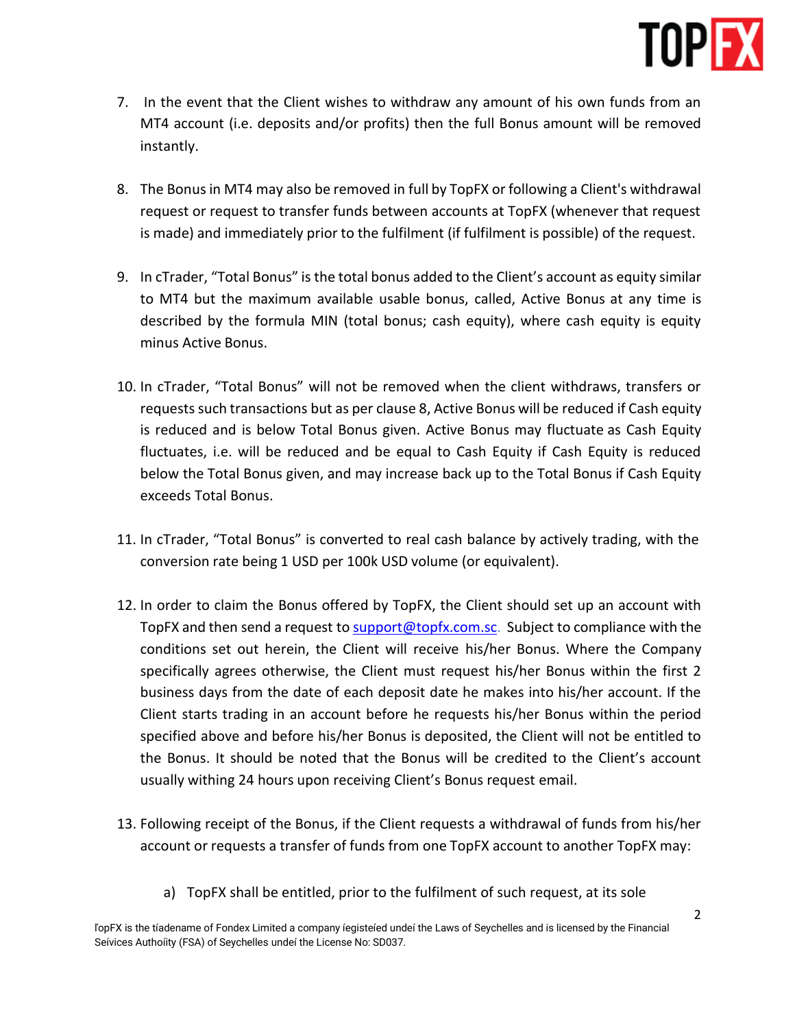7. In the event that the Client wishes to withdraw any amount of his own funds from an MT4 account (i.e. deposits and/or profits) then the full Bonus amount will be removed instantly.

8. The Bonus in MT4 may also be removed in full by TopFX or following a Client's withdrawal request or request to transfer funds between accounts at TopFX (whenever that request is made) and immediately prior to the fulfilment (if fulfilment is possible) of the request.

9. In cTrader, "Total Bonus" is the total bonus added to the Client's account as equity similar to MT4 but the maximum available usable bonus, called, Active Bonus at any time is described by the formula MIN (total bonus; cash equity), where cash equity is equity minus Active Bonus.

10. In cTrader, "Total Bonus" will not be removed when the client withdraws, transfers or requests such transactions but as per clause 8, Active Bonus will be reduced if Cash equity is reduced and is below Total Bonus given. Active Bonus may fluctuate as Cash Equity fluctuates, i.e. will be reduced and be equal to Cash Equity if Cash Equity is reduced below the Total Bonus given, and may increase back up to the Total Bonus if Cash Equity exceeds Total Bonus.

11. In cTrader, "Total Bonus" is converted to real cash balance by actively trading, with the conversion rate being 1 USD per 100k USD volume (or equivalent).

12. In order to claim the Bonus offered by TopFX, the Client should set up an account with TopFX and then send a request to [support@topfx.com.sc](mailto:support@topfx.com.sc). Subject to compliance with the conditions set out herein, the Client will receive his/her Bonus. Where the Company specifically agrees otherwise, the Client must request his/her Bonus within the first 2 business days from the date of each deposit date he makes into his/her account. If the Client starts trading in an account before he requests his/her Bonus within the period specified above and before his/her Bonus is deposited, the Client will not be entitled to the Bonus. It should be noted that the Bonus will be credited to the Client's account usually withing 24 hours upon receiving Client's Bonus request email.

13. Following receipt of the Bonus, if the Client requests a withdrawal of funds from his/her account or requests a transfer of funds from one TopFX account to another TopFX may:

    a) TopFX shall be entitled, prior to the fulfilment of such request, at its sole

TopFX is the tradename of Fondex Limited a company registered under the Laws of Seychelles and is licensed by the Financial Services Authority (FSA) of Seychelles under the License No: SD037.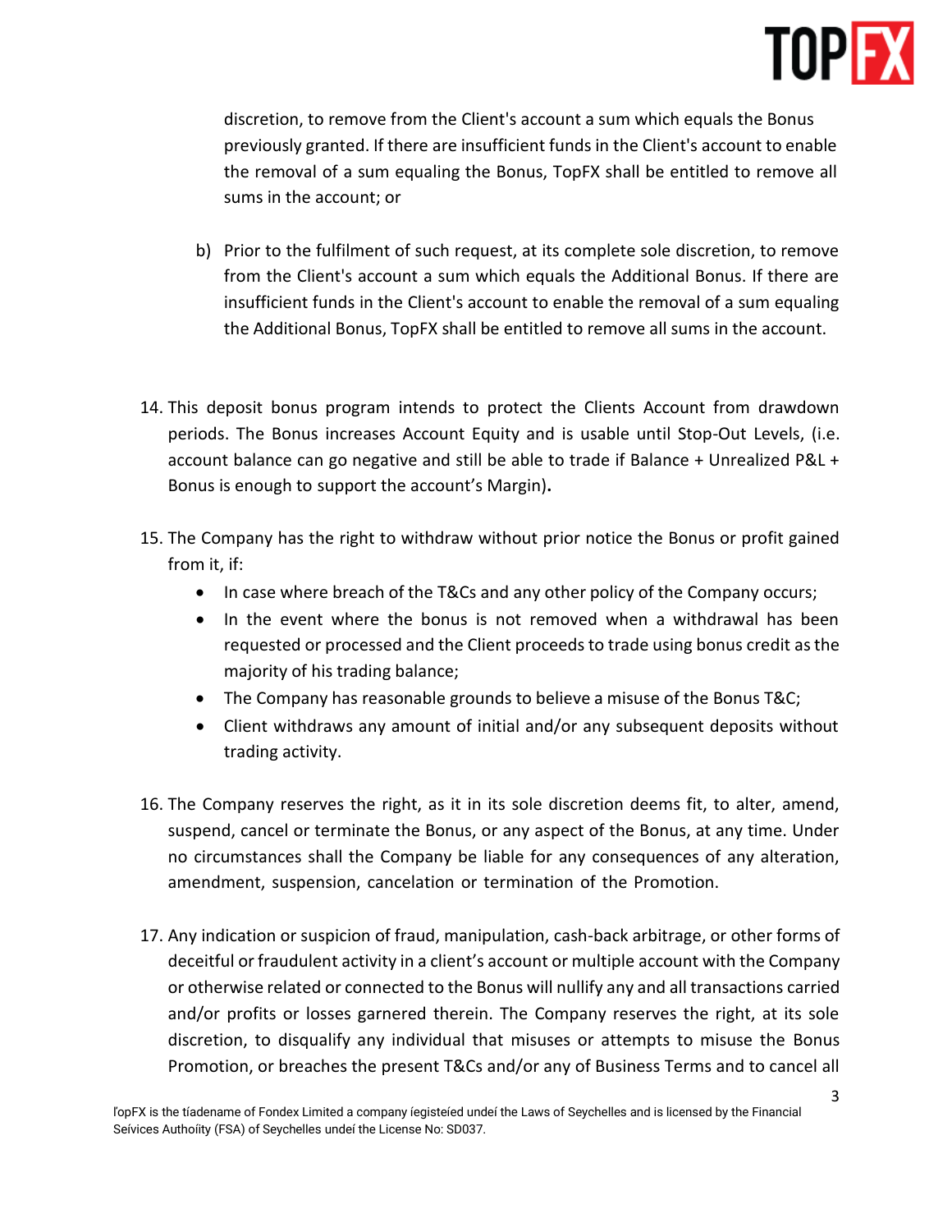discretion, to remove from the Client's account a sum which equals the Bonus previously granted. If there are insufficient funds in the Client's account to enable the removal of a sum equaling the Bonus, TopFX shall be entitled to remove all sums in the account; or

b) Prior to the fulfilment of such request, at its complete sole discretion, to remove from the Client's account a sum which equals the Additional Bonus. If there are insufficient funds in the Client's account to enable the removal of a sum equaling the Additional Bonus, TopFX shall be entitled to remove all sums in the account.

14. This deposit bonus program intends to protect the Clients Account from drawdown periods. The Bonus increases Account Equity and is usable until Stop-Out Levels, (i.e. account balance can go negative and still be able to trade if Balance + Unrealized P&L + Bonus is enough to support the account's Margin)**.**

15. The Company has the right to withdraw without prior notice the Bonus or profit gained from it, if:
    - In case where breach of the T&Cs and any other policy of the Company occurs;
    - In the event where the bonus is not removed when a withdrawal has been requested or processed and the Client proceeds to trade using bonus credit as the majority of his trading balance;
    - The Company has reasonable grounds to believe a misuse of the Bonus T&C;
    - Client withdraws any amount of initial and/or any subsequent deposits without trading activity.

16. The Company reserves the right, as it in its sole discretion deems fit, to alter, amend, suspend, cancel or terminate the Bonus, or any aspect of the Bonus, at any time. Under no circumstances shall the Company be liable for any consequences of any alteration, amendment, suspension, cancelation or termination of the Promotion.

17. Any indication or suspicion of fraud, manipulation, cash-back arbitrage, or other forms of deceitful or fraudulent activity in a client's account or multiple account with the Company or otherwise related or connected to the Bonus will nullify any and all transactions carried and/or profits or losses garnered therein. The Company reserves the right, at its sole discretion, to disqualify any individual that misuses or attempts to misuse the Bonus Promotion, or breaches the present T&Cs and/or any of Business Terms and to cancel all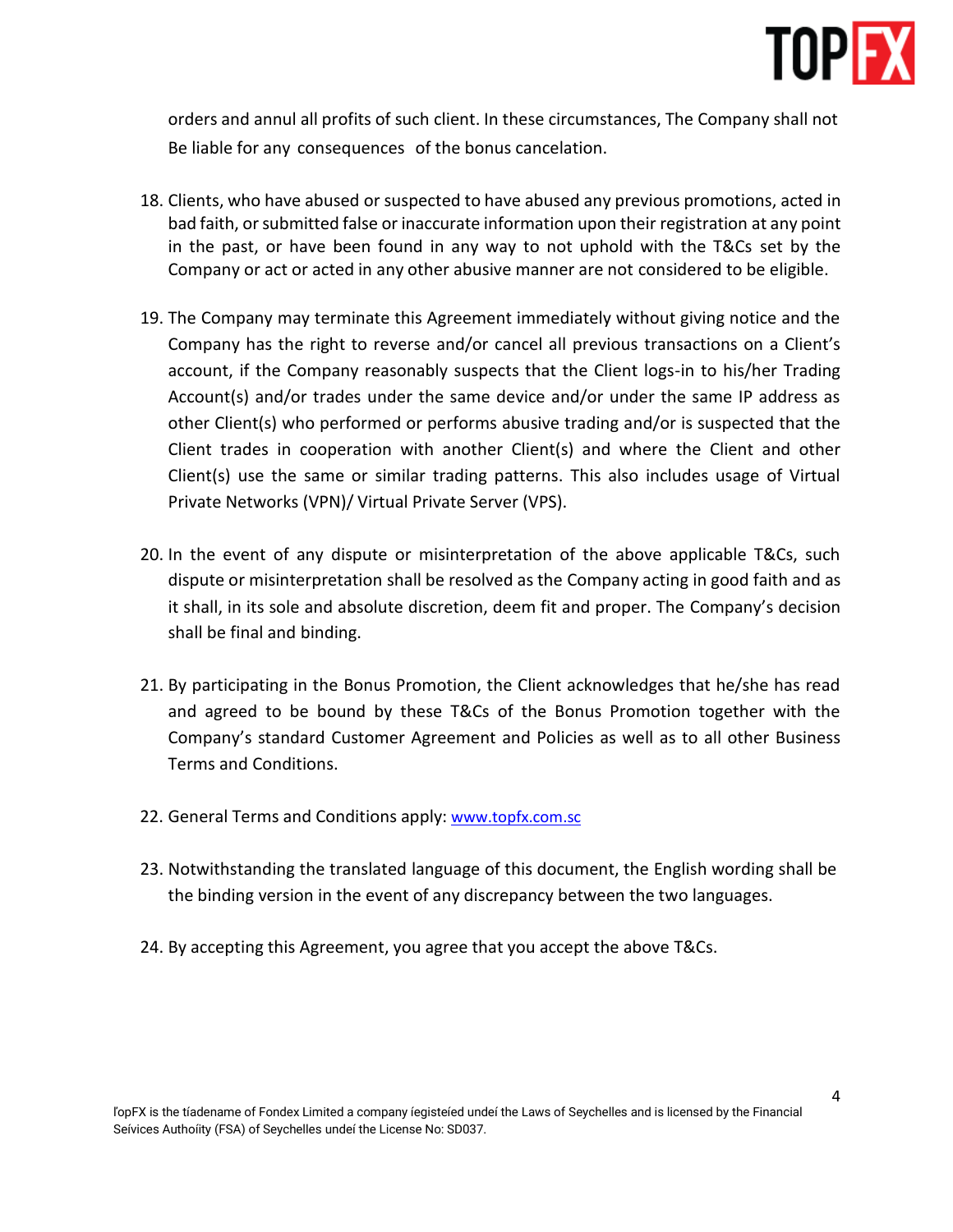orders and annul all profits of such client. In these circumstances, The Company shall not Be liable for any consequences of the bonus cancelation.

18. Clients, who have abused or suspected to have abused any previous promotions, acted in bad faith, or submitted false or inaccurate information upon their registration at any point in the past, or have been found in any way to not uphold with the T&Cs set by the Company or act or acted in any other abusive manner are not considered to be eligible.

19. The Company may terminate this Agreement immediately without giving notice and the Company has the right to reverse and/or cancel all previous transactions on a Client's account, if the Company reasonably suspects that the Client logs-in to his/her Trading Account(s) and/or trades under the same device and/or under the same IP address as other Client(s) who performed or performs abusive trading and/or is suspected that the Client trades in cooperation with another Client(s) and where the Client and other Client(s) use the same or similar trading patterns. This also includes usage of Virtual Private Networks (VPN)/ Virtual Private Server (VPS).

20. In the event of any dispute or misinterpretation of the above applicable T&Cs, such dispute or misinterpretation shall be resolved as the Company acting in good faith and as it shall, in its sole and absolute discretion, deem fit and proper. The Company's decision shall be final and binding.

21. By participating in the Bonus Promotion, the Client acknowledges that he/she has read and agreed to be bound by these T&Cs of the Bonus Promotion together with the Company's standard Customer Agreement and Policies as well as to all other Business Terms and Conditions.

22. General Terms and Conditions apply: [www.topfx.com.sc](http://www.topfx.com.sc)

23. Notwithstanding the translated language of this document, the English wording shall be the binding version in the event of any discrepancy between the two languages.

24. By accepting this Agreement, you agree that you accept the above T&Cs.